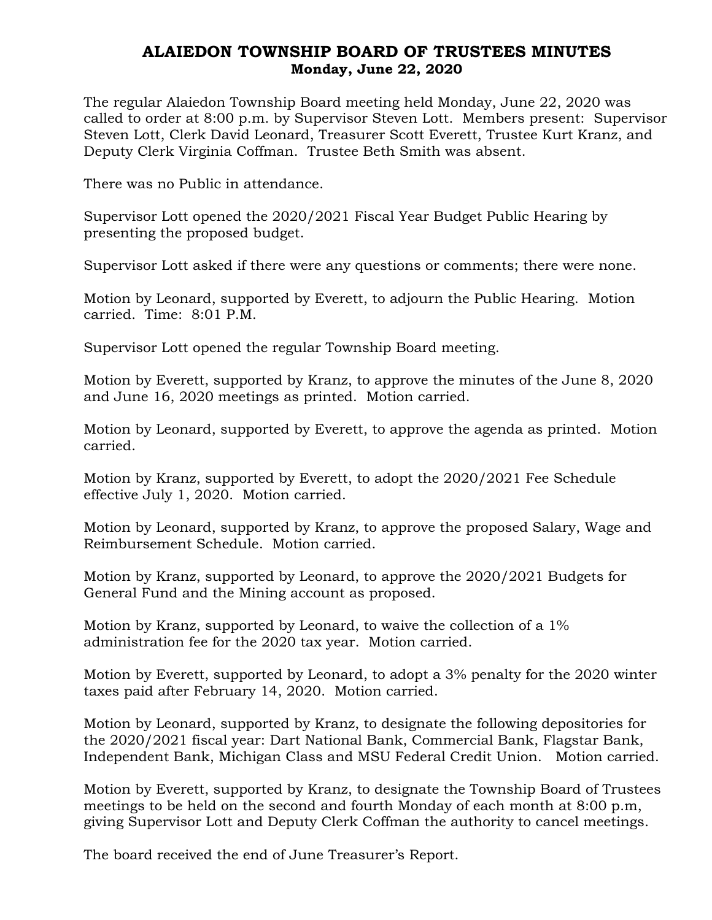# ALAIEDON TOWNSHIP BOARD OF TRUSTEES MINUTES
**Monday, June 22, 2020**

The regular Alaiedon Township Board meeting held Monday, June 22, 2020 was called to order at 8:00 p.m. by Supervisor Steven Lott. Members present: Supervisor Steven Lott, Clerk David Leonard, Treasurer Scott Everett, Trustee Kurt Kranz, and Deputy Clerk Virginia Coffman. Trustee Beth Smith was absent.

There was no Public in attendance.

Supervisor Lott opened the 2020/2021 Fiscal Year Budget Public Hearing by presenting the proposed budget.

Supervisor Lott asked if there were any questions or comments; there were none.

Motion by Leonard, supported by Everett, to adjourn the Public Hearing. Motion carried. Time: 8:01 P.M.

Supervisor Lott opened the regular Township Board meeting.

Motion by Everett, supported by Kranz, to approve the minutes of the June 8, 2020 and June 16, 2020 meetings as printed. Motion carried.

Motion by Leonard, supported by Everett, to approve the agenda as printed. Motion carried.

Motion by Kranz, supported by Everett, to adopt the 2020/2021 Fee Schedule effective July 1, 2020. Motion carried.

Motion by Leonard, supported by Kranz, to approve the proposed Salary, Wage and Reimbursement Schedule. Motion carried.

Motion by Kranz, supported by Leonard, to approve the 2020/2021 Budgets for General Fund and the Mining account as proposed.

Motion by Kranz, supported by Leonard, to waive the collection of a 1% administration fee for the 2020 tax year. Motion carried.

Motion by Everett, supported by Leonard, to adopt a 3% penalty for the 2020 winter taxes paid after February 14, 2020. Motion carried.

Motion by Leonard, supported by Kranz, to designate the following depositories for the 2020/2021 fiscal year: Dart National Bank, Commercial Bank, Flagstar Bank, Independent Bank, Michigan Class and MSU Federal Credit Union. Motion carried.

Motion by Everett, supported by Kranz, to designate the Township Board of Trustees meetings to be held on the second and fourth Monday of each month at 8:00 p.m, giving Supervisor Lott and Deputy Clerk Coffman the authority to cancel meetings.

The board received the end of June Treasurer's Report.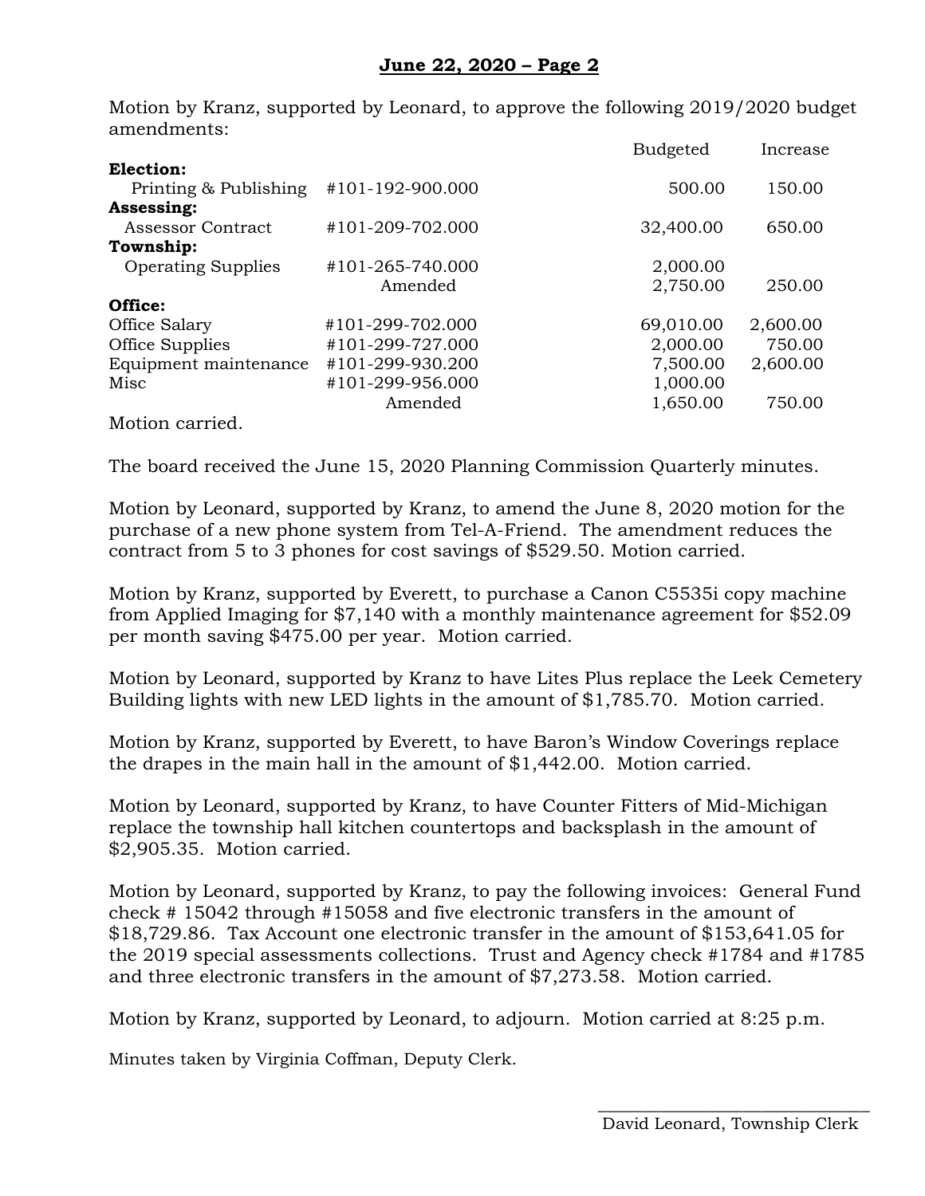## June 22, 2020 – Page 2

Motion by Kranz, supported by Leonard, to approve the following 2019/2020 budget amendments:

| | | Budgeted | Increase |
|---|---|---|---|
| **Election:** | | | |
| Printing & Publishing | #101-192-900.000 | 500.00 | 150.00 |
| **Assessing:** | | | |
| Assessor Contract | #101-209-702.000 | 32,400.00 | 650.00 |
| **Township:** | | | |
| Operating Supplies | #101-265-740.000 | 2,000.00 | |
| | Amended | 2,750.00 | 250.00 |
| **Office:** | | | |
| Office Salary | #101-299-702.000 | 69,010.00 | 2,600.00 |
| Office Supplies | #101-299-727.000 | 2,000.00 | 750.00 |
| Equipment maintenance | #101-299-930.200 | 7,500.00 | 2,600.00 |
| Misc | #101-299-956.000 | 1,000.00 | |
| | Amended | 1,650.00 | 750.00 |

Motion carried.

The board received the June 15, 2020 Planning Commission Quarterly minutes.

Motion by Leonard, supported by Kranz, to amend the June 8, 2020 motion for the purchase of a new phone system from Tel-A-Friend. The amendment reduces the contract from 5 to 3 phones for cost savings of $529.50. Motion carried.

Motion by Kranz, supported by Everett, to purchase a Canon C5535i copy machine from Applied Imaging for $7,140 with a monthly maintenance agreement for $52.09 per month saving $475.00 per year. Motion carried.

Motion by Leonard, supported by Kranz to have Lites Plus replace the Leek Cemetery Building lights with new LED lights in the amount of $1,785.70. Motion carried.

Motion by Kranz, supported by Everett, to have Baron's Window Coverings replace the drapes in the main hall in the amount of $1,442.00. Motion carried.

Motion by Leonard, supported by Kranz, to have Counter Fitters of Mid-Michigan replace the township hall kitchen countertops and backsplash in the amount of $2,905.35. Motion carried.

Motion by Leonard, supported by Kranz, to pay the following invoices: General Fund check # 15042 through #15058 and five electronic transfers in the amount of $18,729.86. Tax Account one electronic transfer in the amount of $153,641.05 for the 2019 special assessments collections. Trust and Agency check #1784 and #1785 and three electronic transfers in the amount of $7,273.58. Motion carried.

Motion by Kranz, supported by Leonard, to adjourn. Motion carried at 8:25 p.m.

Minutes taken by Virginia Coffman, Deputy Clerk.

\_\_\_\_\_\_\_\_\_\_\_\_\_\_\_\_\_\_\_\_\_\_\_\_\_\_\_\_\_\_\_\_

David Leonard, Township Clerk